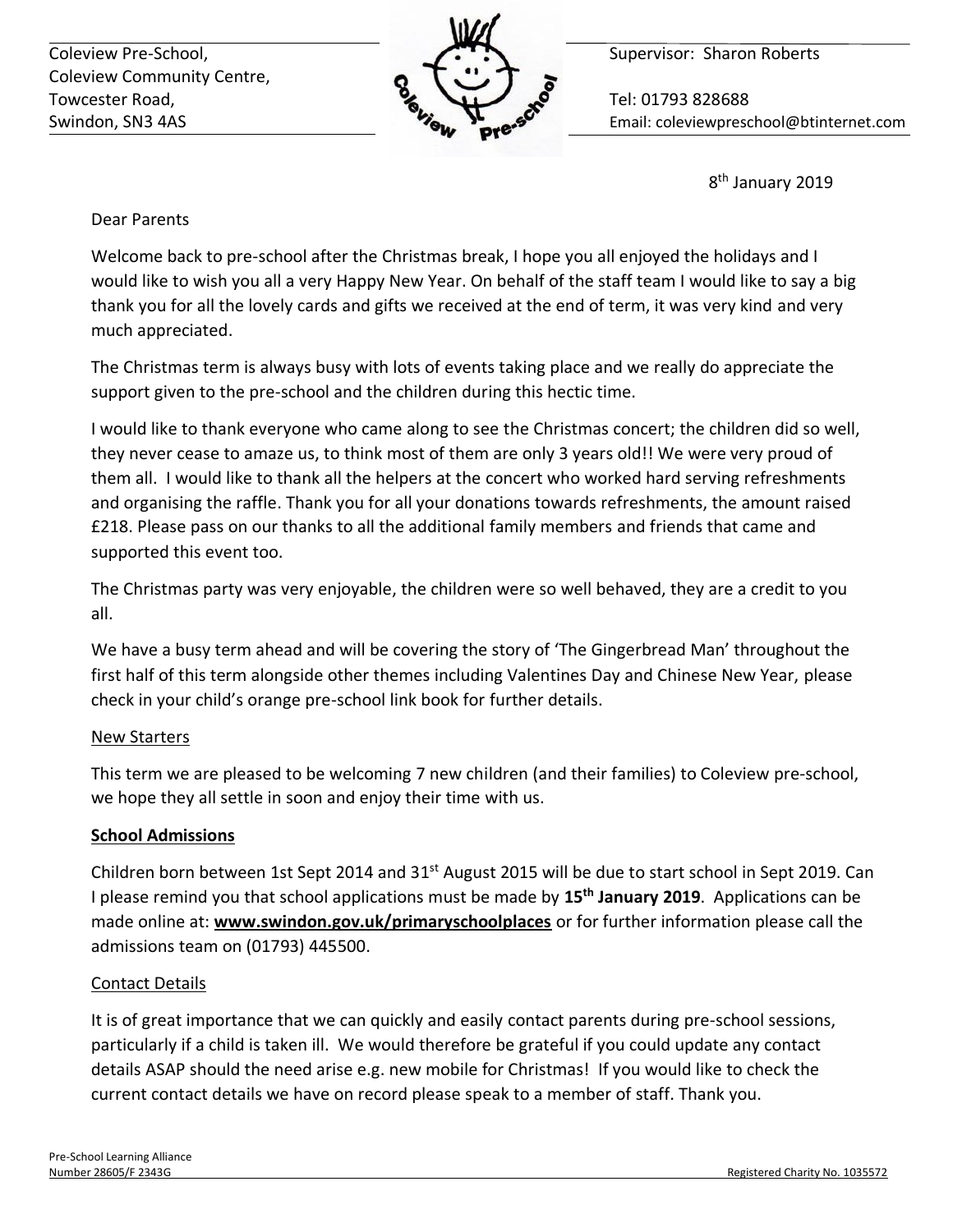Coleview Pre-School,
Coleview Community Centre,
Towcester Road,
Swindon, SN3 4AS

Supervisor: Sharon Roberts

Tel: 01793 828688
Email: coleviewpreschool@btinternet.com

8th January 2019

Dear Parents

Welcome back to pre-school after the Christmas break, I hope you all enjoyed the holidays and I would like to wish you all a very Happy New Year. On behalf of the staff team I would like to say a big thank you for all the lovely cards and gifts we received at the end of term, it was very kind and very much appreciated.

The Christmas term is always busy with lots of events taking place and we really do appreciate the support given to the pre-school and the children during this hectic time.

I would like to thank everyone who came along to see the Christmas concert; the children did so well, they never cease to amaze us, to think most of them are only 3 years old!! We were very proud of them all. I would like to thank all the helpers at the concert who worked hard serving refreshments and organising the raffle. Thank you for all your donations towards refreshments, the amount raised £218. Please pass on our thanks to all the additional family members and friends that came and supported this event too.

The Christmas party was very enjoyable, the children were so well behaved, they are a credit to you all.

We have a busy term ahead and will be covering the story of 'The Gingerbread Man' throughout the first half of this term alongside other themes including Valentines Day and Chinese New Year, please check in your child's orange pre-school link book for further details.

## New Starters

This term we are pleased to be welcoming 7 new children (and their families) to Coleview pre-school, we hope they all settle in soon and enjoy their time with us.

## **School Admissions**

Children born between 1st Sept 2014 and 31st August 2015 will be due to start school in Sept 2019. Can I please remind you that school applications must be made by **15th January 2019**. Applications can be made online at: **www.swindon.gov.uk/primaryschoolplaces** or for further information please call the admissions team on (01793) 445500.

## Contact Details

It is of great importance that we can quickly and easily contact parents during pre-school sessions, particularly if a child is taken ill. We would therefore be grateful if you could update any contact details ASAP should the need arise e.g. new mobile for Christmas! If you would like to check the current contact details we have on record please speak to a member of staff. Thank you.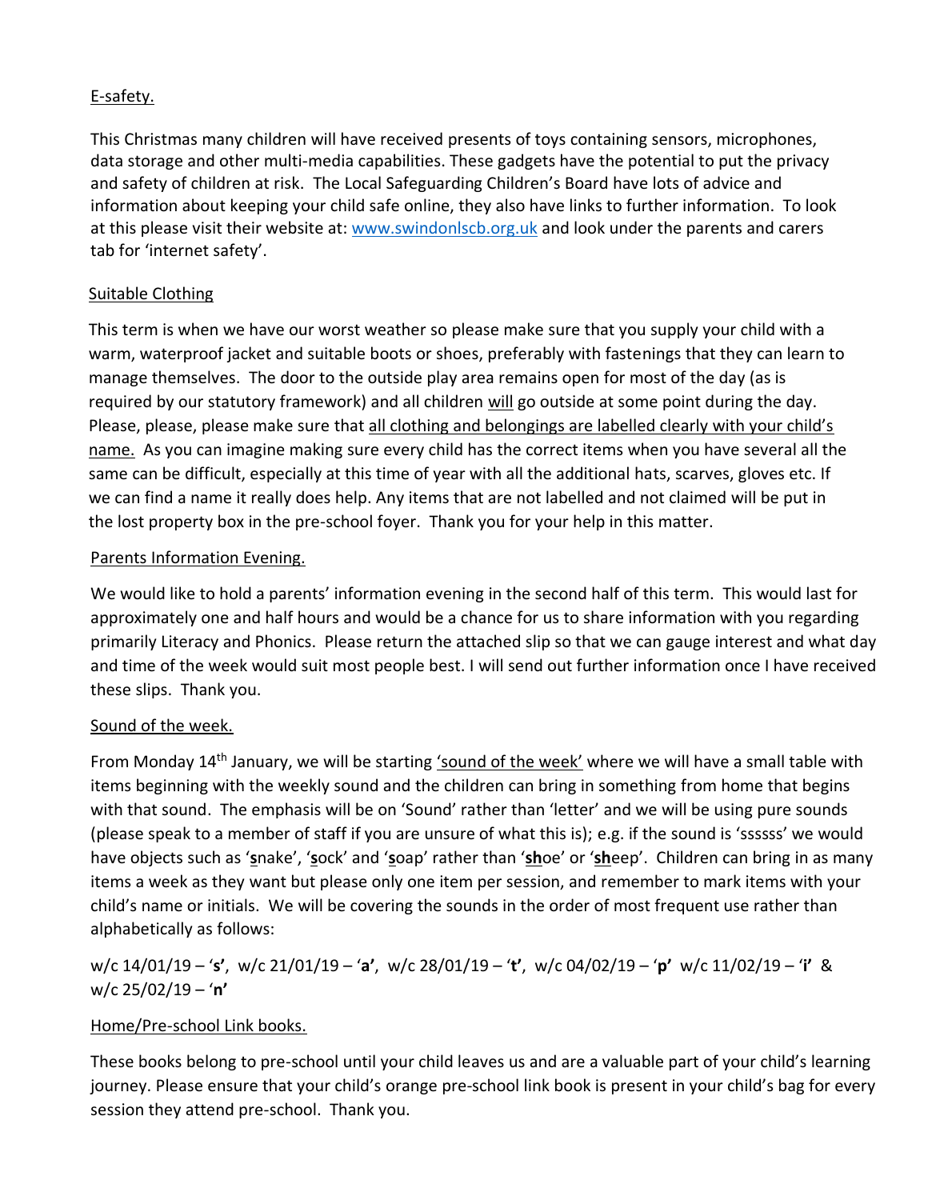## E-safety.

This Christmas many children will have received presents of toys containing sensors, microphones, data storage and other multi-media capabilities. These gadgets have the potential to put the privacy and safety of children at risk. The Local Safeguarding Children's Board have lots of advice and information about keeping your child safe online, they also have links to further information. To look at this please visit their website at: www.swindonlscb.org.uk and look under the parents and carers tab for 'internet safety'.

## Suitable Clothing

This term is when we have our worst weather so please make sure that you supply your child with a warm, waterproof jacket and suitable boots or shoes, preferably with fastenings that they can learn to manage themselves. The door to the outside play area remains open for most of the day (as is required by our statutory framework) and all children will go outside at some point during the day. Please, please, please make sure that all clothing and belongings are labelled clearly with your child's name. As you can imagine making sure every child has the correct items when you have several all the same can be difficult, especially at this time of year with all the additional hats, scarves, gloves etc. If we can find a name it really does help. Any items that are not labelled and not claimed will be put in the lost property box in the pre-school foyer. Thank you for your help in this matter.

## Parents Information Evening.

We would like to hold a parents' information evening in the second half of this term. This would last for approximately one and half hours and would be a chance for us to share information with you regarding primarily Literacy and Phonics. Please return the attached slip so that we can gauge interest and what day and time of the week would suit most people best. I will send out further information once I have received these slips. Thank you.

## Sound of the week.

From Monday 14th January, we will be starting 'sound of the week' where we will have a small table with items beginning with the weekly sound and the children can bring in something from home that begins with that sound. The emphasis will be on 'Sound' rather than 'letter' and we will be using pure sounds (please speak to a member of staff if you are unsure of what this is); e.g. if the sound is 'ssssss' we would have objects such as '**s**nake', '**s**ock' and '**s**oap' rather than '**sh**oe' or '**sh**eep'. Children can bring in as many items a week as they want but please only one item per session, and remember to mark items with your child's name or initials. We will be covering the sounds in the order of most frequent use rather than alphabetically as follows:

w/c 14/01/19 – '**s**', w/c 21/01/19 – '**a**', w/c 28/01/19 – '**t**', w/c 04/02/19 – '**p**' w/c 11/02/19 – '**i**' & w/c 25/02/19 – '**n**'

## Home/Pre-school Link books.

These books belong to pre-school until your child leaves us and are a valuable part of your child's learning journey. Please ensure that your child's orange pre-school link book is present in your child's bag for every session they attend pre-school. Thank you.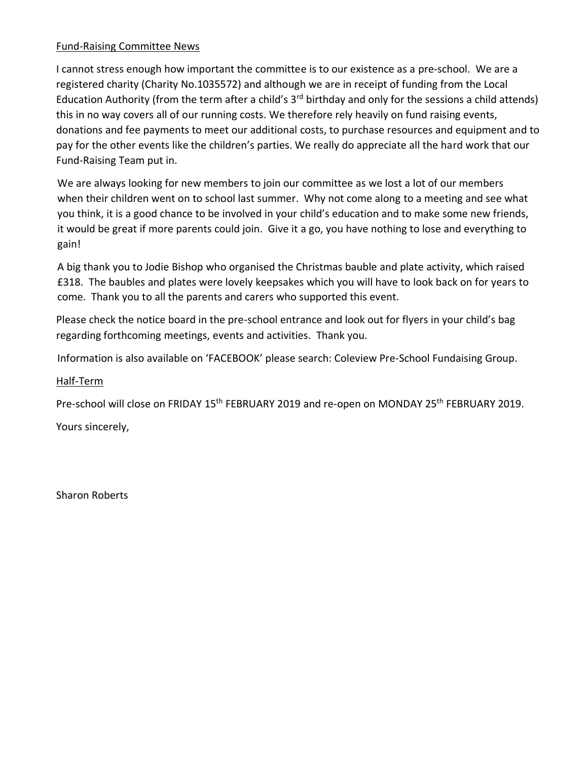<u>Fund-Raising Committee News</u>

I cannot stress enough how important the committee is to our existence as a pre-school. We are a registered charity (Charity No.1035572) and although we are in receipt of funding from the Local Education Authority (from the term after a child's 3rd birthday and only for the sessions a child attends) this in no way covers all of our running costs. We therefore rely heavily on fund raising events, donations and fee payments to meet our additional costs, to purchase resources and equipment and to pay for the other events like the children's parties. We really do appreciate all the hard work that our Fund-Raising Team put in.

We are always looking for new members to join our committee as we lost a lot of our members when their children went on to school last summer. Why not come along to a meeting and see what you think, it is a good chance to be involved in your child's education and to make some new friends, it would be great if more parents could join. Give it a go, you have nothing to lose and everything to gain!

A big thank you to Jodie Bishop who organised the Christmas bauble and plate activity, which raised £318. The baubles and plates were lovely keepsakes which you will have to look back on for years to come. Thank you to all the parents and carers who supported this event.

Please check the notice board in the pre-school entrance and look out for flyers in your child's bag regarding forthcoming meetings, events and activities. Thank you.

Information is also available on 'FACEBOOK' please search: Coleview Pre-School Fundaising Group.

<u>Half-Term</u>

Pre-school will close on FRIDAY 15th FEBRUARY 2019 and re-open on MONDAY 25th FEBRUARY 2019.

Yours sincerely,

Sharon Roberts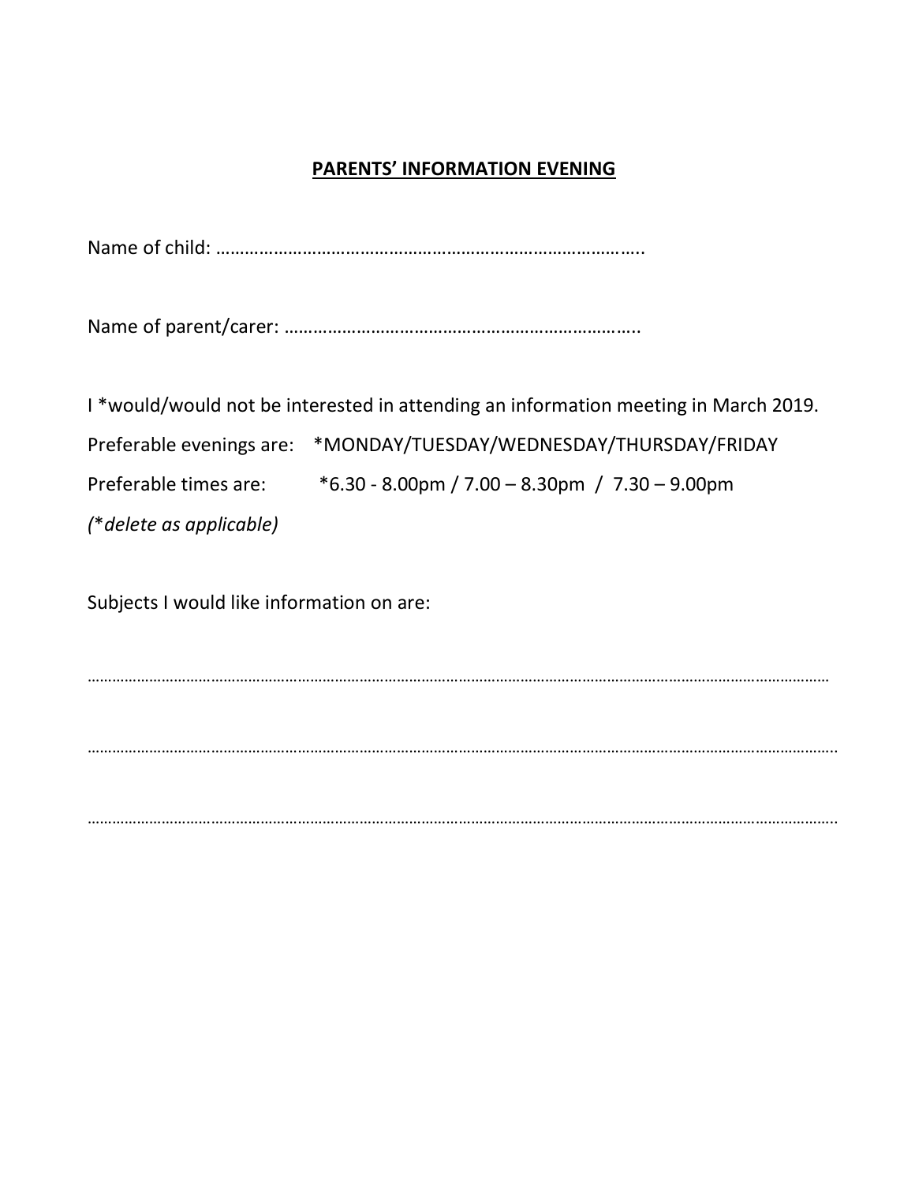**PARENTS' INFORMATION EVENING**

Name of child: …………………………………………………………………………..

Name of parent/carer: ………………………………………………………………..

I *would/would not be interested in attending an information meeting in March 2019.

Preferable evenings are: *MONDAY/TUESDAY/WEDNESDAY/THURSDAY/FRIDAY

Preferable times are: *6.30 - 8.00pm / 7.00 – 8.30pm / 7.30 – 9.00pm

*(*delete as applicable)*

Subjects I would like information on are:

……………………………………………………………………………………………………………………………………………

……………………………………………………………………………………………………………………………………………..

……………………………………………………………………………………………………………………………………………..